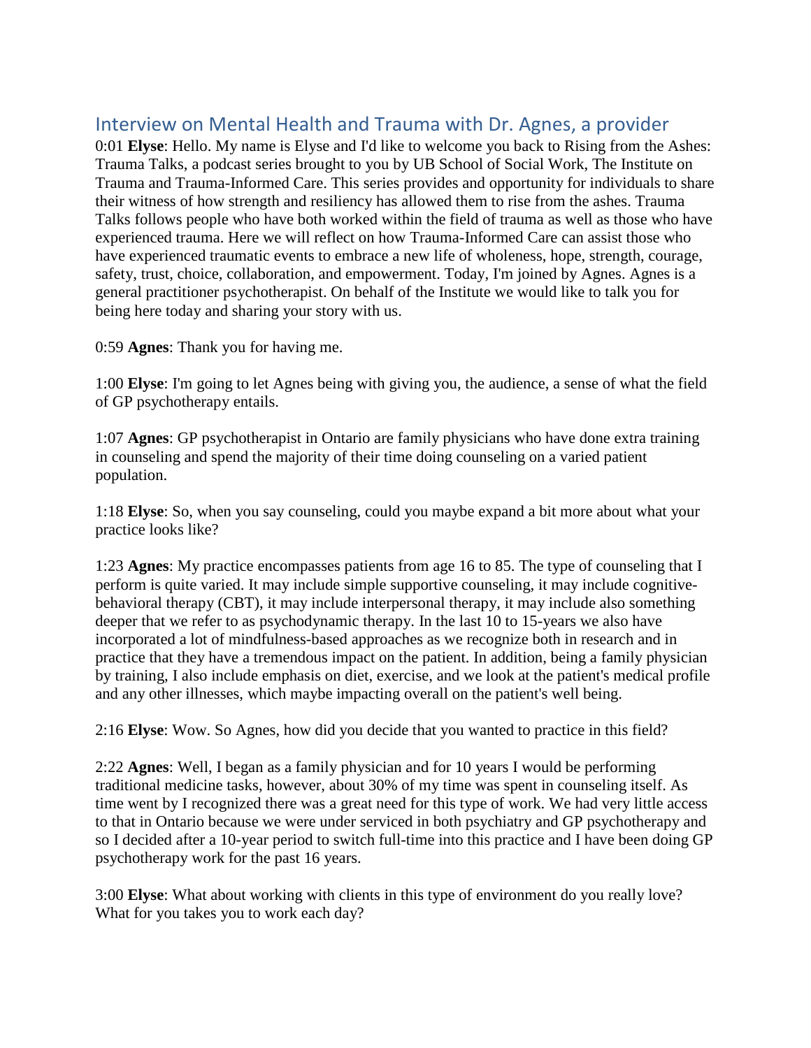## Interview on Mental Health and Trauma with Dr. Agnes, a provider

0:01 **Elyse**: Hello. My name is Elyse and I'd like to welcome you back to Rising from the Ashes: Trauma Talks, a podcast series brought to you by UB School of Social Work, The Institute on Trauma and Trauma-Informed Care. This series provides and opportunity for individuals to share their witness of how strength and resiliency has allowed them to rise from the ashes. Trauma Talks follows people who have both worked within the field of trauma as well as those who have experienced trauma. Here we will reflect on how Trauma-Informed Care can assist those who have experienced traumatic events to embrace a new life of wholeness, hope, strength, courage, safety, trust, choice, collaboration, and empowerment. Today, I'm joined by Agnes. Agnes is a general practitioner psychotherapist. On behalf of the Institute we would like to talk you for being here today and sharing your story with us.

0:59 **Agnes**: Thank you for having me.

1:00 **Elyse**: I'm going to let Agnes being with giving you, the audience, a sense of what the field of GP psychotherapy entails.

1:07 **Agnes**: GP psychotherapist in Ontario are family physicians who have done extra training in counseling and spend the majority of their time doing counseling on a varied patient population.

1:18 **Elyse**: So, when you say counseling, could you maybe expand a bit more about what your practice looks like?

1:23 **Agnes**: My practice encompasses patients from age 16 to 85. The type of counseling that I perform is quite varied. It may include simple supportive counseling, it may include cognitive-behavioral therapy (CBT), it may include interpersonal therapy, it may include also something deeper that we refer to as psychodynamic therapy. In the last 10 to 15-years we also have incorporated a lot of mindfulness-based approaches as we recognize both in research and in practice that they have a tremendous impact on the patient. In addition, being a family physician by training, I also include emphasis on diet, exercise, and we look at the patient's medical profile and any other illnesses, which maybe impacting overall on the patient's well being.

2:16 **Elyse**: Wow. So Agnes, how did you decide that you wanted to practice in this field?

2:22 **Agnes**: Well, I began as a family physician and for 10 years I would be performing traditional medicine tasks, however, about 30% of my time was spent in counseling itself. As time went by I recognized there was a great need for this type of work. We had very little access to that in Ontario because we were under serviced in both psychiatry and GP psychotherapy and so I decided after a 10-year period to switch full-time into this practice and I have been doing GP psychotherapy work for the past 16 years.

3:00 **Elyse**: What about working with clients in this type of environment do you really love? What for you takes you to work each day?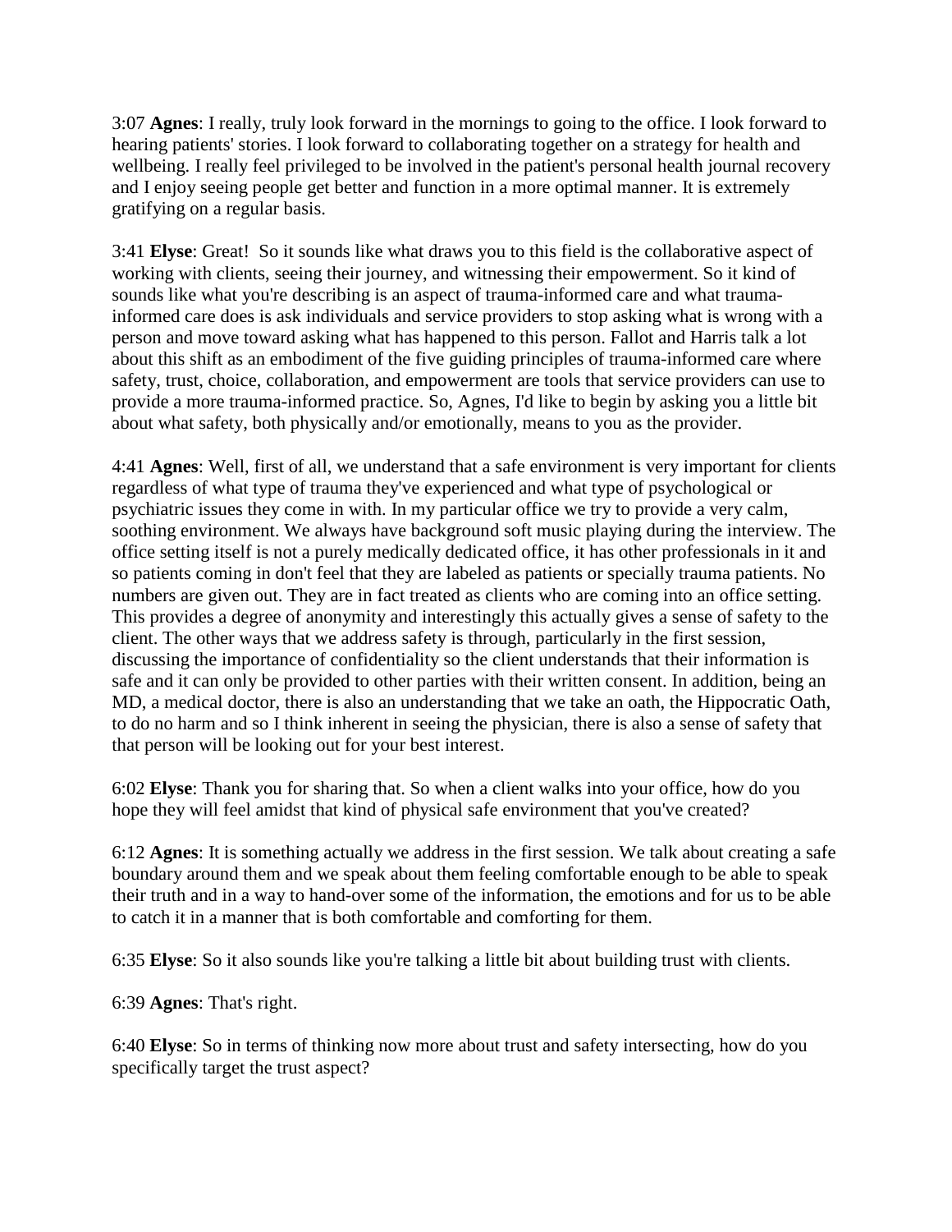3:07 **Agnes**: I really, truly look forward in the mornings to going to the office. I look forward to hearing patients' stories. I look forward to collaborating together on a strategy for health and wellbeing. I really feel privileged to be involved in the patient's personal health journal recovery and I enjoy seeing people get better and function in a more optimal manner. It is extremely gratifying on a regular basis.

3:41 **Elyse**: Great!  So it sounds like what draws you to this field is the collaborative aspect of working with clients, seeing their journey, and witnessing their empowerment. So it kind of sounds like what you're describing is an aspect of trauma-informed care and what trauma-informed care does is ask individuals and service providers to stop asking what is wrong with a person and move toward asking what has happened to this person. Fallot and Harris talk a lot about this shift as an embodiment of the five guiding principles of trauma-informed care where safety, trust, choice, collaboration, and empowerment are tools that service providers can use to provide a more trauma-informed practice. So, Agnes, I'd like to begin by asking you a little bit about what safety, both physically and/or emotionally, means to you as the provider.

4:41 **Agnes**: Well, first of all, we understand that a safe environment is very important for clients regardless of what type of trauma they've experienced and what type of psychological or psychiatric issues they come in with. In my particular office we try to provide a very calm, soothing environment. We always have background soft music playing during the interview. The office setting itself is not a purely medically dedicated office, it has other professionals in it and so patients coming in don't feel that they are labeled as patients or specially trauma patients. No numbers are given out. They are in fact treated as clients who are coming into an office setting. This provides a degree of anonymity and interestingly this actually gives a sense of safety to the client. The other ways that we address safety is through, particularly in the first session, discussing the importance of confidentiality so the client understands that their information is safe and it can only be provided to other parties with their written consent. In addition, being an MD, a medical doctor, there is also an understanding that we take an oath, the Hippocratic Oath, to do no harm and so I think inherent in seeing the physician, there is also a sense of safety that that person will be looking out for your best interest.

6:02 **Elyse**: Thank you for sharing that. So when a client walks into your office, how do you hope they will feel amidst that kind of physical safe environment that you've created?

6:12 **Agnes**: It is something actually we address in the first session. We talk about creating a safe boundary around them and we speak about them feeling comfortable enough to be able to speak their truth and in a way to hand-over some of the information, the emotions and for us to be able to catch it in a manner that is both comfortable and comforting for them.

6:35 **Elyse**: So it also sounds like you're talking a little bit about building trust with clients.

6:39 **Agnes**: That's right.

6:40 **Elyse**: So in terms of thinking now more about trust and safety intersecting, how do you specifically target the trust aspect?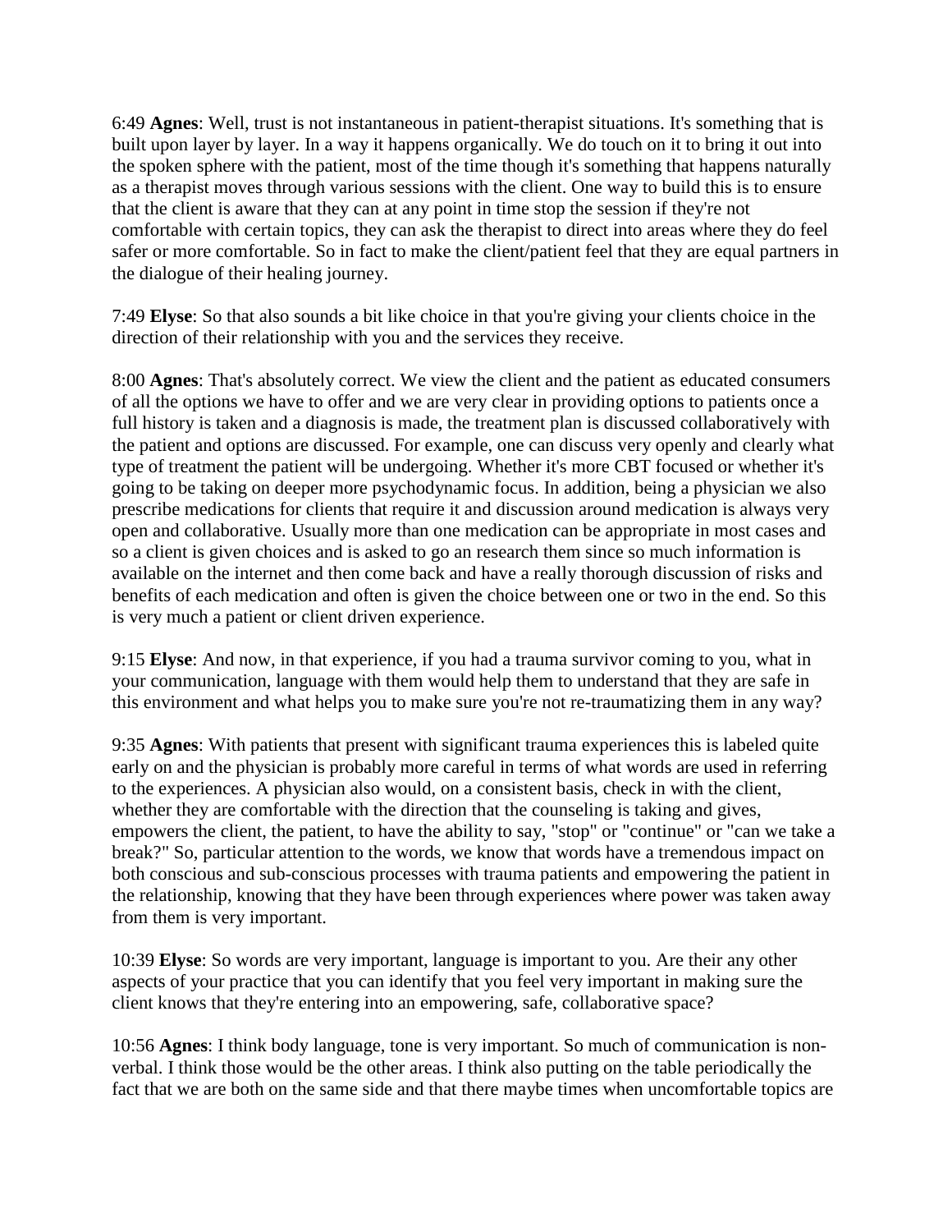6:49 **Agnes**: Well, trust is not instantaneous in patient-therapist situations. It's something that is built upon layer by layer. In a way it happens organically. We do touch on it to bring it out into the spoken sphere with the patient, most of the time though it's something that happens naturally as a therapist moves through various sessions with the client. One way to build this is to ensure that the client is aware that they can at any point in time stop the session if they're not comfortable with certain topics, they can ask the therapist to direct into areas where they do feel safer or more comfortable. So in fact to make the client/patient feel that they are equal partners in the dialogue of their healing journey.

7:49 **Elyse**: So that also sounds a bit like choice in that you're giving your clients choice in the direction of their relationship with you and the services they receive.

8:00 **Agnes**: That's absolutely correct. We view the client and the patient as educated consumers of all the options we have to offer and we are very clear in providing options to patients once a full history is taken and a diagnosis is made, the treatment plan is discussed collaboratively with the patient and options are discussed. For example, one can discuss very openly and clearly what type of treatment the patient will be undergoing. Whether it's more CBT focused or whether it's going to be taking on deeper more psychodynamic focus. In addition, being a physician we also prescribe medications for clients that require it and discussion around medication is always very open and collaborative. Usually more than one medication can be appropriate in most cases and so a client is given choices and is asked to go an research them since so much information is available on the internet and then come back and have a really thorough discussion of risks and benefits of each medication and often is given the choice between one or two in the end. So this is very much a patient or client driven experience.

9:15 **Elyse**: And now, in that experience, if you had a trauma survivor coming to you, what in your communication, language with them would help them to understand that they are safe in this environment and what helps you to make sure you're not re-traumatizing them in any way?

9:35 **Agnes**: With patients that present with significant trauma experiences this is labeled quite early on and the physician is probably more careful in terms of what words are used in referring to the experiences. A physician also would, on a consistent basis, check in with the client, whether they are comfortable with the direction that the counseling is taking and gives, empowers the client, the patient, to have the ability to say, "stop" or "continue" or "can we take a break?" So, particular attention to the words, we know that words have a tremendous impact on both conscious and sub-conscious processes with trauma patients and empowering the patient in the relationship, knowing that they have been through experiences where power was taken away from them is very important.

10:39 **Elyse**: So words are very important, language is important to you. Are their any other aspects of your practice that you can identify that you feel very important in making sure the client knows that they're entering into an empowering, safe, collaborative space?

10:56 **Agnes**: I think body language, tone is very important. So much of communication is non-verbal. I think those would be the other areas. I think also putting on the table periodically the fact that we are both on the same side and that there maybe times when uncomfortable topics are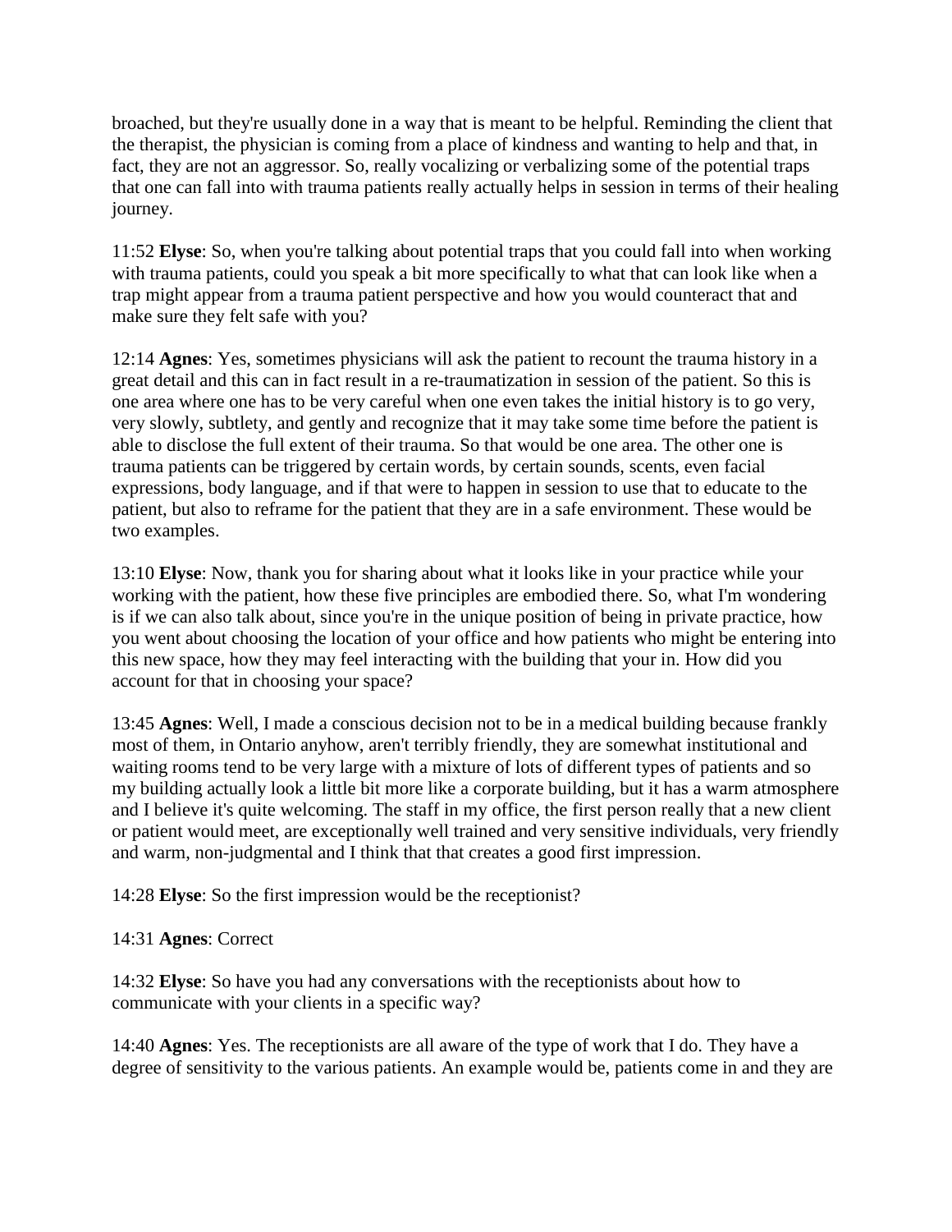broached, but they're usually done in a way that is meant to be helpful. Reminding the client that the therapist, the physician is coming from a place of kindness and wanting to help and that, in fact, they are not an aggressor. So, really vocalizing or verbalizing some of the potential traps that one can fall into with trauma patients really actually helps in session in terms of their healing journey.

11:52 **Elyse**: So, when you're talking about potential traps that you could fall into when working with trauma patients, could you speak a bit more specifically to what that can look like when a trap might appear from a trauma patient perspective and how you would counteract that and make sure they felt safe with you?

12:14 **Agnes**: Yes, sometimes physicians will ask the patient to recount the trauma history in a great detail and this can in fact result in a re-traumatization in session of the patient. So this is one area where one has to be very careful when one even takes the initial history is to go very, very slowly, subtlety, and gently and recognize that it may take some time before the patient is able to disclose the full extent of their trauma. So that would be one area. The other one is trauma patients can be triggered by certain words, by certain sounds, scents, even facial expressions, body language, and if that were to happen in session to use that to educate to the patient, but also to reframe for the patient that they are in a safe environment. These would be two examples.

13:10 **Elyse**: Now, thank you for sharing about what it looks like in your practice while your working with the patient, how these five principles are embodied there. So, what I'm wondering is if we can also talk about, since you're in the unique position of being in private practice, how you went about choosing the location of your office and how patients who might be entering into this new space, how they may feel interacting with the building that your in. How did you account for that in choosing your space?

13:45 **Agnes**: Well, I made a conscious decision not to be in a medical building because frankly most of them, in Ontario anyhow, aren't terribly friendly, they are somewhat institutional and waiting rooms tend to be very large with a mixture of lots of different types of patients and so my building actually look a little bit more like a corporate building, but it has a warm atmosphere and I believe it's quite welcoming. The staff in my office, the first person really that a new client or patient would meet, are exceptionally well trained and very sensitive individuals, very friendly and warm, non-judgmental and I think that that creates a good first impression.

14:28 **Elyse**: So the first impression would be the receptionist?

14:31 **Agnes**: Correct

14:32 **Elyse**: So have you had any conversations with the receptionists about how to communicate with your clients in a specific way?

14:40 **Agnes**: Yes. The receptionists are all aware of the type of work that I do. They have a degree of sensitivity to the various patients. An example would be, patients come in and they are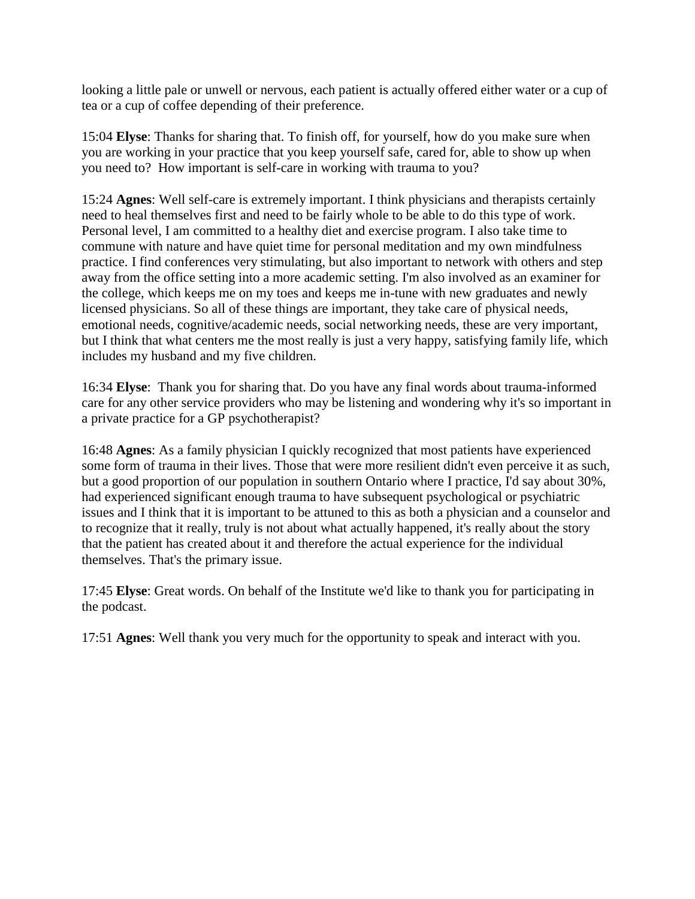looking a little pale or unwell or nervous, each patient is actually offered either water or a cup of tea or a cup of coffee depending of their preference.

15:04 **Elyse**: Thanks for sharing that. To finish off, for yourself, how do you make sure when you are working in your practice that you keep yourself safe, cared for, able to show up when you need to? How important is self-care in working with trauma to you?

15:24 **Agnes**: Well self-care is extremely important. I think physicians and therapists certainly need to heal themselves first and need to be fairly whole to be able to do this type of work. Personal level, I am committed to a healthy diet and exercise program. I also take time to commune with nature and have quiet time for personal meditation and my own mindfulness practice. I find conferences very stimulating, but also important to network with others and step away from the office setting into a more academic setting. I'm also involved as an examiner for the college, which keeps me on my toes and keeps me in-tune with new graduates and newly licensed physicians. So all of these things are important, they take care of physical needs, emotional needs, cognitive/academic needs, social networking needs, these are very important, but I think that what centers me the most really is just a very happy, satisfying family life, which includes my husband and my five children.

16:34 **Elyse**: Thank you for sharing that. Do you have any final words about trauma-informed care for any other service providers who may be listening and wondering why it's so important in a private practice for a GP psychotherapist?

16:48 **Agnes**: As a family physician I quickly recognized that most patients have experienced some form of trauma in their lives. Those that were more resilient didn't even perceive it as such, but a good proportion of our population in southern Ontario where I practice, I'd say about 30%, had experienced significant enough trauma to have subsequent psychological or psychiatric issues and I think that it is important to be attuned to this as both a physician and a counselor and to recognize that it really, truly is not about what actually happened, it's really about the story that the patient has created about it and therefore the actual experience for the individual themselves. That's the primary issue.

17:45 **Elyse**: Great words. On behalf of the Institute we'd like to thank you for participating in the podcast.

17:51 **Agnes**: Well thank you very much for the opportunity to speak and interact with you.